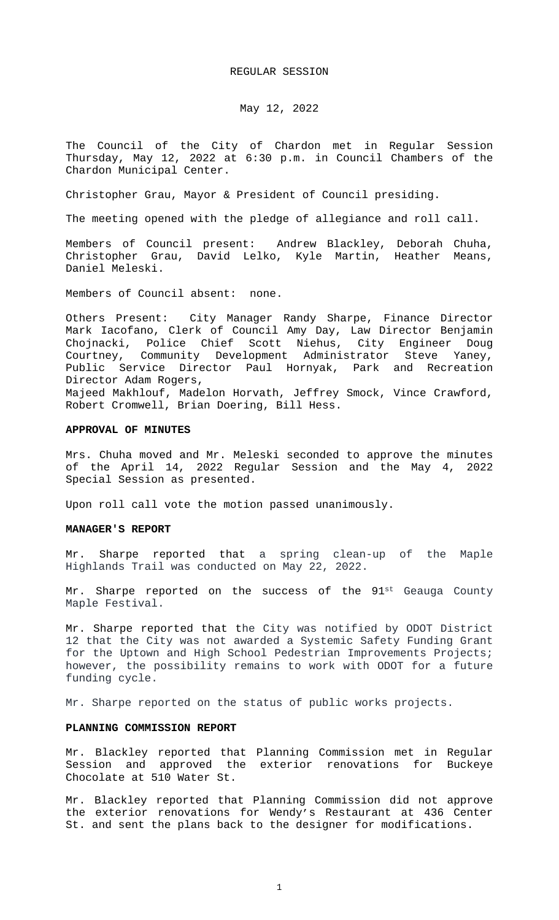REGULAR SESSION

May 12, 2022

The Council of the City of Chardon met in Regular Session Thursday, May 12, 2022 at 6:30 p.m. in Council Chambers of the Chardon Municipal Center.

Christopher Grau, Mayor & President of Council presiding.

The meeting opened with the pledge of allegiance and roll call.

Members of Council present: Andrew Blackley, Deborah Chuha, Christopher Grau, David Lelko, Kyle Martin, Heather Means, Daniel Meleski.

Members of Council absent: none.

Others Present: City Manager Randy Sharpe, Finance Director Mark Iacofano, Clerk of Council Amy Day, Law Director Benjamin Chojnacki, Police Chief Scott Niehus, City Engineer Doug Courtney, Community Development Administrator Steve Yaney, Public Service Director Paul Hornyak, Park and Recreation Director Adam Rogers,
Majeed Makhlouf, Madelon Horvath, Jeffrey Smock, Vince Crawford, Robert Cromwell, Brian Doering, Bill Hess.

**APPROVAL OF MINUTES**

Mrs. Chuha moved and Mr. Meleski seconded to approve the minutes of the April 14, 2022 Regular Session and the May 4, 2022 Special Session as presented.

Upon roll call vote the motion passed unanimously.

**MANAGER'S REPORT**

Mr. Sharpe reported that a spring clean-up of the Maple Highlands Trail was conducted on May 22, 2022.

Mr. Sharpe reported on the success of the 91st Geauga County Maple Festival.

Mr. Sharpe reported that the City was notified by ODOT District 12 that the City was not awarded a Systemic Safety Funding Grant for the Uptown and High School Pedestrian Improvements Projects; however, the possibility remains to work with ODOT for a future funding cycle.

Mr. Sharpe reported on the status of public works projects.

**PLANNING COMMISSION REPORT**

Mr. Blackley reported that Planning Commission met in Regular Session and approved the exterior renovations for Buckeye Chocolate at 510 Water St.

Mr. Blackley reported that Planning Commission did not approve the exterior renovations for Wendy's Restaurant at 436 Center St. and sent the plans back to the designer for modifications.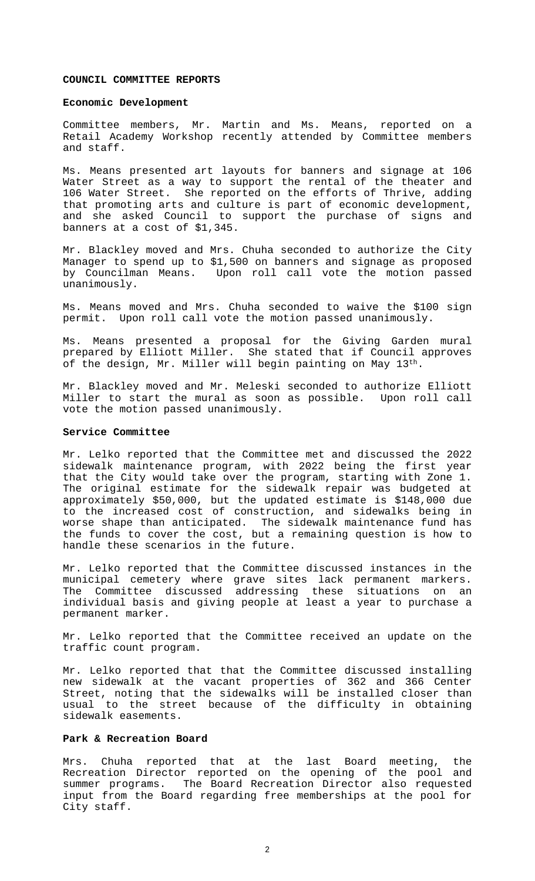**COUNCIL COMMITTEE REPORTS**

**Economic Development**

Committee members, Mr. Martin and Ms. Means, reported on a Retail Academy Workshop recently attended by Committee members and staff.

Ms. Means presented art layouts for banners and signage at 106 Water Street as a way to support the rental of the theater and 106 Water Street. She reported on the efforts of Thrive, adding that promoting arts and culture is part of economic development, and she asked Council to support the purchase of signs and banners at a cost of $1,345.

Mr. Blackley moved and Mrs. Chuha seconded to authorize the City Manager to spend up to $1,500 on banners and signage as proposed by Councilman Means. Upon roll call vote the motion passed unanimously.

Ms. Means moved and Mrs. Chuha seconded to waive the $100 sign permit. Upon roll call vote the motion passed unanimously.

Ms. Means presented a proposal for the Giving Garden mural prepared by Elliott Miller. She stated that if Council approves of the design, Mr. Miller will begin painting on May 13th.

Mr. Blackley moved and Mr. Meleski seconded to authorize Elliott Miller to start the mural as soon as possible. Upon roll call vote the motion passed unanimously.

**Service Committee**

Mr. Lelko reported that the Committee met and discussed the 2022 sidewalk maintenance program, with 2022 being the first year that the City would take over the program, starting with Zone 1. The original estimate for the sidewalk repair was budgeted at approximately $50,000, but the updated estimate is $148,000 due to the increased cost of construction, and sidewalks being in worse shape than anticipated. The sidewalk maintenance fund has the funds to cover the cost, but a remaining question is how to handle these scenarios in the future.

Mr. Lelko reported that the Committee discussed instances in the municipal cemetery where grave sites lack permanent markers. The Committee discussed addressing these situations on an individual basis and giving people at least a year to purchase a permanent marker.

Mr. Lelko reported that the Committee received an update on the traffic count program.

Mr. Lelko reported that that the Committee discussed installing new sidewalk at the vacant properties of 362 and 366 Center Street, noting that the sidewalks will be installed closer than usual to the street because of the difficulty in obtaining sidewalk easements.

**Park & Recreation Board**

Mrs. Chuha reported that at the last Board meeting, the Recreation Director reported on the opening of the pool and summer programs. The Board Recreation Director also requested input from the Board regarding free memberships at the pool for City staff.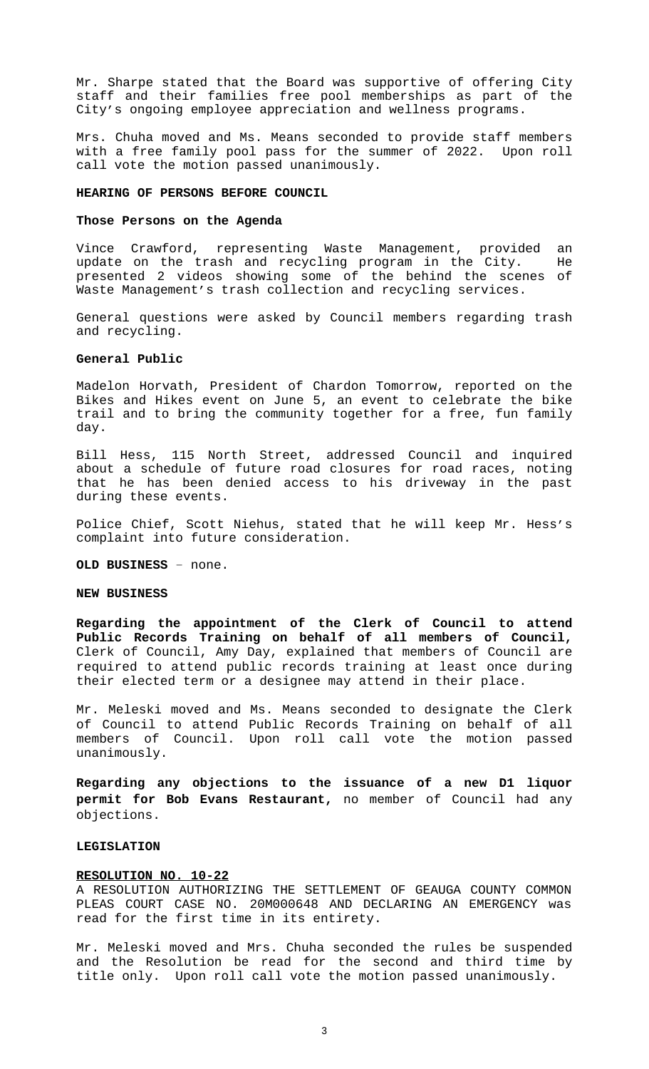Mr. Sharpe stated that the Board was supportive of offering City staff and their families free pool memberships as part of the City's ongoing employee appreciation and wellness programs.

Mrs. Chuha moved and Ms. Means seconded to provide staff members with a free family pool pass for the summer of 2022. Upon roll call vote the motion passed unanimously.

**HEARING OF PERSONS BEFORE COUNCIL**

**Those Persons on the Agenda**

Vince Crawford, representing Waste Management, provided an update on the trash and recycling program in the City. He presented 2 videos showing some of the behind the scenes of Waste Management's trash collection and recycling services.

General questions were asked by Council members regarding trash and recycling.

**General Public**

Madelon Horvath, President of Chardon Tomorrow, reported on the Bikes and Hikes event on June 5, an event to celebrate the bike trail and to bring the community together for a free, fun family day.

Bill Hess, 115 North Street, addressed Council and inquired about a schedule of future road closures for road races, noting that he has been denied access to his driveway in the past during these events.

Police Chief, Scott Niehus, stated that he will keep Mr. Hess's complaint into future consideration.

**OLD BUSINESS** – none.

**NEW BUSINESS**

**Regarding the appointment of the Clerk of Council to attend Public Records Training on behalf of all members of Council,** Clerk of Council, Amy Day, explained that members of Council are required to attend public records training at least once during their elected term or a designee may attend in their place.

Mr. Meleski moved and Ms. Means seconded to designate the Clerk of Council to attend Public Records Training on behalf of all members of Council. Upon roll call vote the motion passed unanimously.

**Regarding any objections to the issuance of a new D1 liquor permit for Bob Evans Restaurant,** no member of Council had any objections.

**LEGISLATION**

**RESOLUTION NO. 10-22**

A RESOLUTION AUTHORIZING THE SETTLEMENT OF GEAUGA COUNTY COMMON PLEAS COURT CASE NO. 20M000648 AND DECLARING AN EMERGENCY was read for the first time in its entirety.

Mr. Meleski moved and Mrs. Chuha seconded the rules be suspended and the Resolution be read for the second and third time by title only. Upon roll call vote the motion passed unanimously.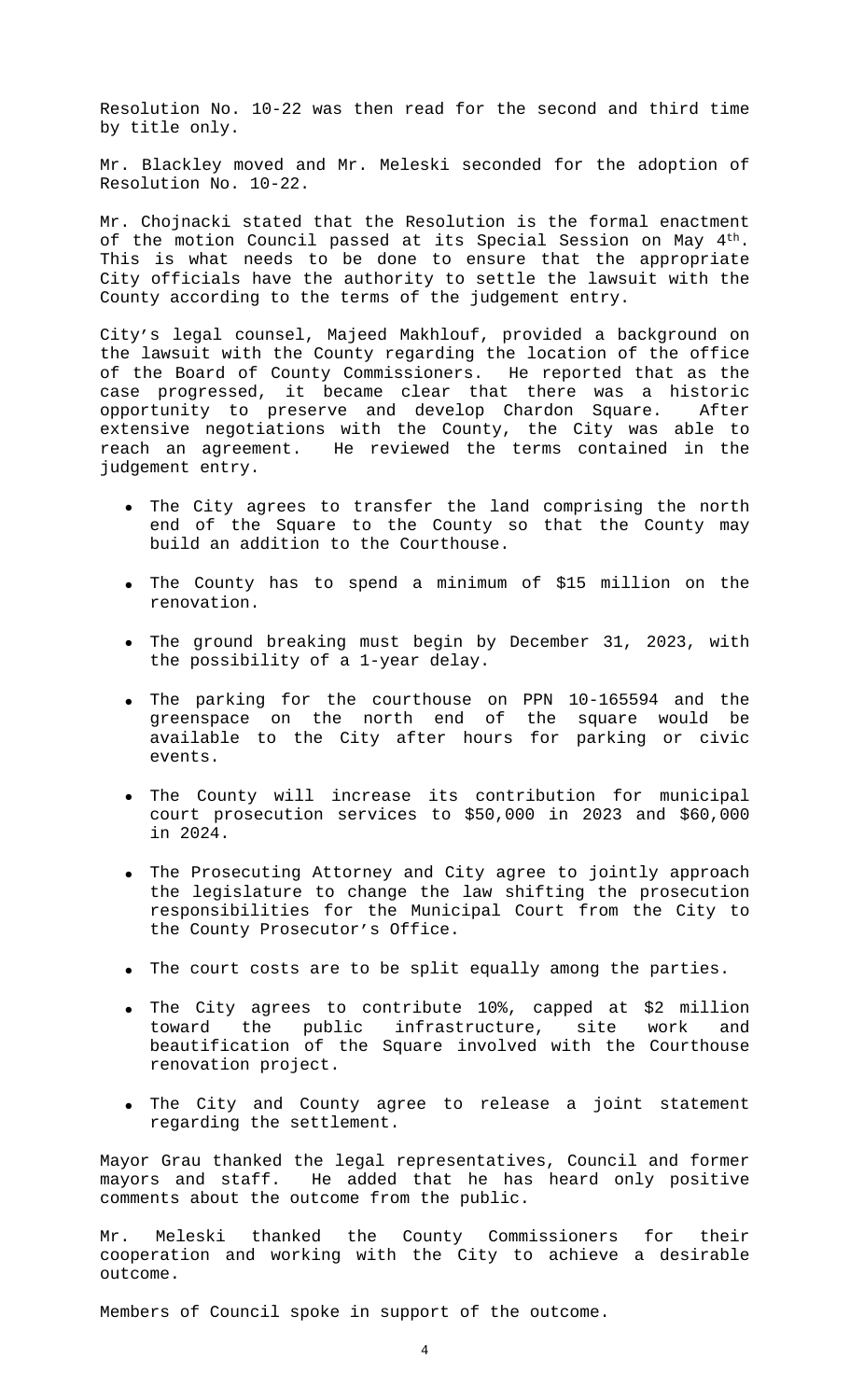Resolution No. 10-22 was then read for the second and third time by title only.

Mr. Blackley moved and Mr. Meleski seconded for the adoption of Resolution No. 10-22.

Mr. Chojnacki stated that the Resolution is the formal enactment of the motion Council passed at its Special Session on May 4th. This is what needs to be done to ensure that the appropriate City officials have the authority to settle the lawsuit with the County according to the terms of the judgement entry.

City's legal counsel, Majeed Makhlouf, provided a background on the lawsuit with the County regarding the location of the office of the Board of County Commissioners. He reported that as the case progressed, it became clear that there was a historic opportunity to preserve and develop Chardon Square. After extensive negotiations with the County, the City was able to reach an agreement. He reviewed the terms contained in the judgement entry.

- The City agrees to transfer the land comprising the north end of the Square to the County so that the County may build an addition to the Courthouse.
- The County has to spend a minimum of $15 million on the renovation.
- The ground breaking must begin by December 31, 2023, with the possibility of a 1-year delay.
- The parking for the courthouse on PPN 10-165594 and the greenspace on the north end of the square would be available to the City after hours for parking or civic events.
- The County will increase its contribution for municipal court prosecution services to $50,000 in 2023 and $60,000 in 2024.
- The Prosecuting Attorney and City agree to jointly approach the legislature to change the law shifting the prosecution responsibilities for the Municipal Court from the City to the County Prosecutor's Office.
- The court costs are to be split equally among the parties.
- The City agrees to contribute 10%, capped at $2 million toward the public infrastructure, site work and beautification of the Square involved with the Courthouse renovation project.
- The City and County agree to release a joint statement regarding the settlement.

Mayor Grau thanked the legal representatives, Council and former mayors and staff. He added that he has heard only positive comments about the outcome from the public.

Mr. Meleski thanked the County Commissioners for their cooperation and working with the City to achieve a desirable outcome.

Members of Council spoke in support of the outcome.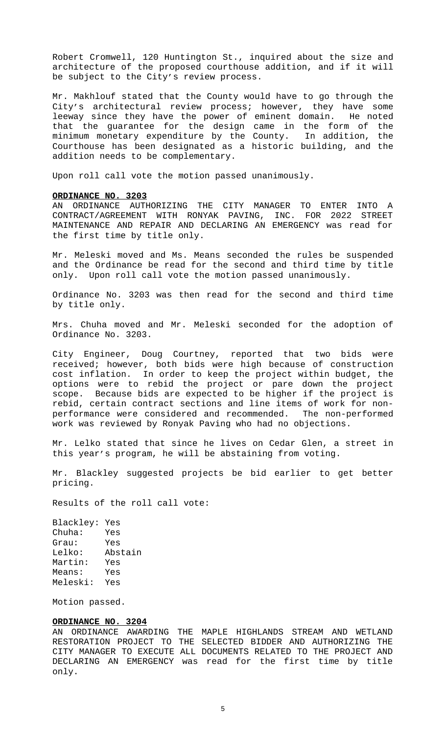Robert Cromwell, 120 Huntington St., inquired about the size and architecture of the proposed courthouse addition, and if it will be subject to the City's review process.

Mr. Makhlouf stated that the County would have to go through the City's architectural review process; however, they have some leeway since they have the power of eminent domain. He noted that the guarantee for the design came in the form of the minimum monetary expenditure by the County. In addition, the Courthouse has been designated as a historic building, and the addition needs to be complementary.

Upon roll call vote the motion passed unanimously.

**ORDINANCE NO. 3203**

AN ORDINANCE AUTHORIZING THE CITY MANAGER TO ENTER INTO A CONTRACT/AGREEMENT WITH RONYAK PAVING, INC. FOR 2022 STREET MAINTENANCE AND REPAIR AND DECLARING AN EMERGENCY was read for the first time by title only.

Mr. Meleski moved and Ms. Means seconded the rules be suspended and the Ordinance be read for the second and third time by title only. Upon roll call vote the motion passed unanimously.

Ordinance No. 3203 was then read for the second and third time by title only.

Mrs. Chuha moved and Mr. Meleski seconded for the adoption of Ordinance No. 3203.

City Engineer, Doug Courtney, reported that two bids were received; however, both bids were high because of construction cost inflation. In order to keep the project within budget, the options were to rebid the project or pare down the project scope. Because bids are expected to be higher if the project is rebid, certain contract sections and line items of work for non-performance were considered and recommended. The non-performed work was reviewed by Ronyak Paving who had no objections.

Mr. Lelko stated that since he lives on Cedar Glen, a street in this year's program, he will be abstaining from voting.

Mr. Blackley suggested projects be bid earlier to get better pricing.

Results of the roll call vote:

Blackley: Yes
Chuha: Yes
Grau: Yes
Lelko: Abstain
Martin: Yes
Means: Yes
Meleski: Yes

Motion passed.

**ORDINANCE NO. 3204**

AN ORDINANCE AWARDING THE MAPLE HIGHLANDS STREAM AND WETLAND RESTORATION PROJECT TO THE SELECTED BIDDER AND AUTHORIZING THE CITY MANAGER TO EXECUTE ALL DOCUMENTS RELATED TO THE PROJECT AND DECLARING AN EMERGENCY was read for the first time by title only.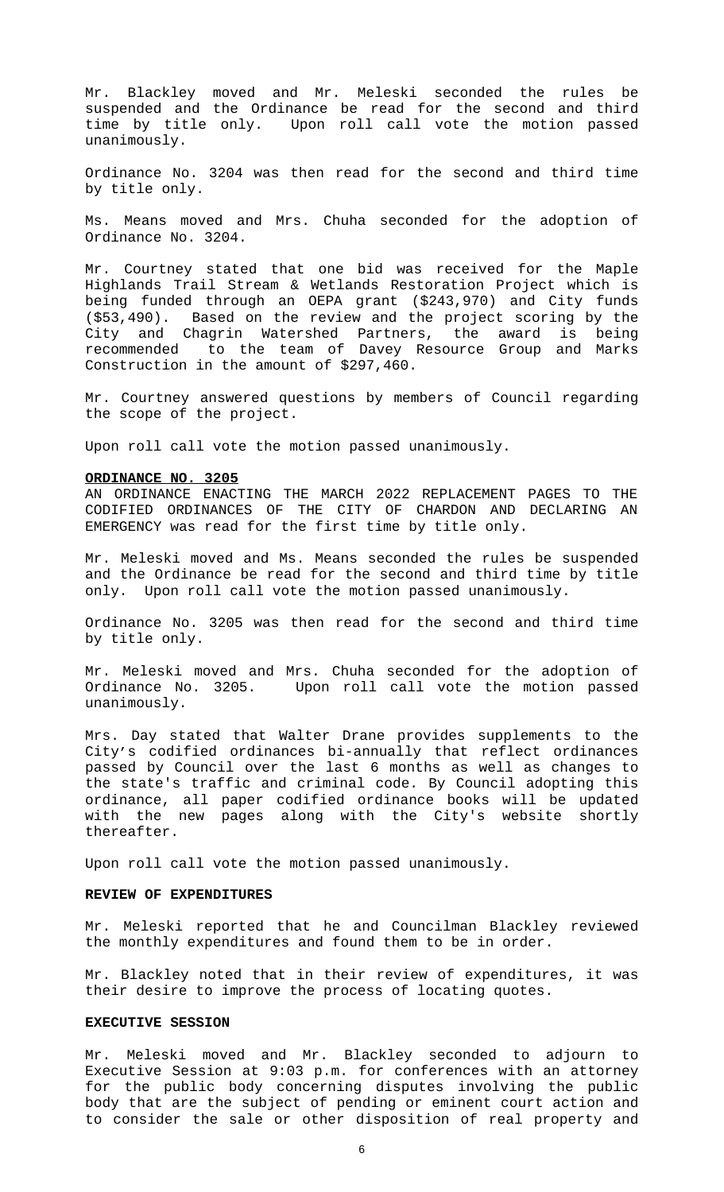Mr. Blackley moved and Mr. Meleski seconded the rules be suspended and the Ordinance be read for the second and third time by title only. Upon roll call vote the motion passed unanimously.

Ordinance No. 3204 was then read for the second and third time by title only.

Ms. Means moved and Mrs. Chuha seconded for the adoption of Ordinance No. 3204.

Mr. Courtney stated that one bid was received for the Maple Highlands Trail Stream & Wetlands Restoration Project which is being funded through an OEPA grant ($243,970) and City funds ($53,490). Based on the review and the project scoring by the City and Chagrin Watershed Partners, the award is being recommended to the team of Davey Resource Group and Marks Construction in the amount of $297,460.

Mr. Courtney answered questions by members of Council regarding the scope of the project.

Upon roll call vote the motion passed unanimously.

**ORDINANCE NO. 3205**

AN ORDINANCE ENACTING THE MARCH 2022 REPLACEMENT PAGES TO THE CODIFIED ORDINANCES OF THE CITY OF CHARDON AND DECLARING AN EMERGENCY was read for the first time by title only.

Mr. Meleski moved and Ms. Means seconded the rules be suspended and the Ordinance be read for the second and third time by title only. Upon roll call vote the motion passed unanimously.

Ordinance No. 3205 was then read for the second and third time by title only.

Mr. Meleski moved and Mrs. Chuha seconded for the adoption of Ordinance No. 3205. Upon roll call vote the motion passed unanimously.

Mrs. Day stated that Walter Drane provides supplements to the City's codified ordinances bi-annually that reflect ordinances passed by Council over the last 6 months as well as changes to the state's traffic and criminal code. By Council adopting this ordinance, all paper codified ordinance books will be updated with the new pages along with the City's website shortly thereafter.

Upon roll call vote the motion passed unanimously.

**REVIEW OF EXPENDITURES**

Mr. Meleski reported that he and Councilman Blackley reviewed the monthly expenditures and found them to be in order.

Mr. Blackley noted that in their review of expenditures, it was their desire to improve the process of locating quotes.

**EXECUTIVE SESSION**

Mr. Meleski moved and Mr. Blackley seconded to adjourn to Executive Session at 9:03 p.m. for conferences with an attorney for the public body concerning disputes involving the public body that are the subject of pending or eminent court action and to consider the sale or other disposition of real property and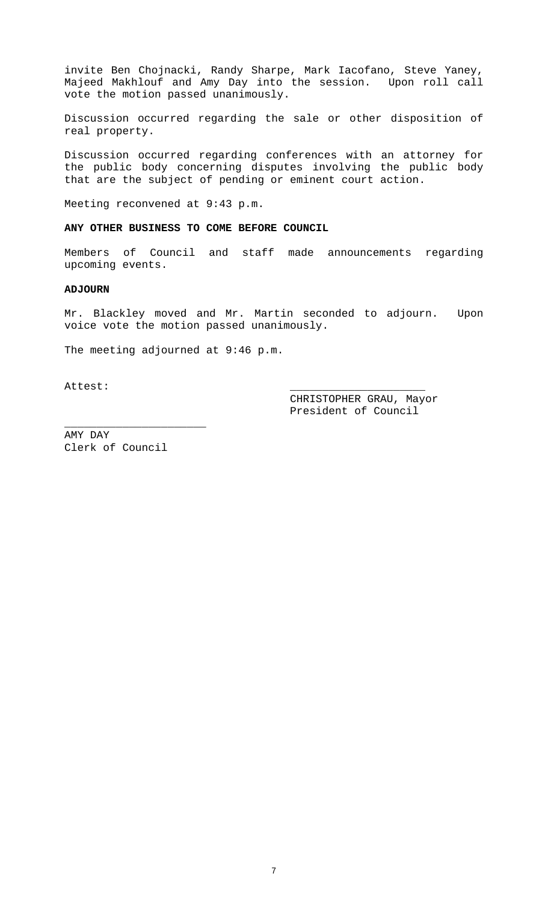invite Ben Chojnacki, Randy Sharpe, Mark Iacofano, Steve Yaney, Majeed Makhlouf and Amy Day into the session. Upon roll call vote the motion passed unanimously.

Discussion occurred regarding the sale or other disposition of real property.

Discussion occurred regarding conferences with an attorney for the public body concerning disputes involving the public body that are the subject of pending or eminent court action.

Meeting reconvened at 9:43 p.m.

**ANY OTHER BUSINESS TO COME BEFORE COUNCIL**

Members of Council and staff made announcements regarding upcoming events.

**ADJOURN**

Mr. Blackley moved and Mr. Martin seconded to adjourn. Upon voice vote the motion passed unanimously.

The meeting adjourned at 9:46 p.m.

Attest:

\_\_\_\_\_\_\_\_\_\_\_\_\_\_\_\_\_\_\_\_\_\_
CHRISTOPHER GRAU, Mayor
President of Council

\_\_\_\_\_\_\_\_\_\_\_\_\_\_\_\_\_\_\_\_\_\_
AMY DAY
Clerk of Council